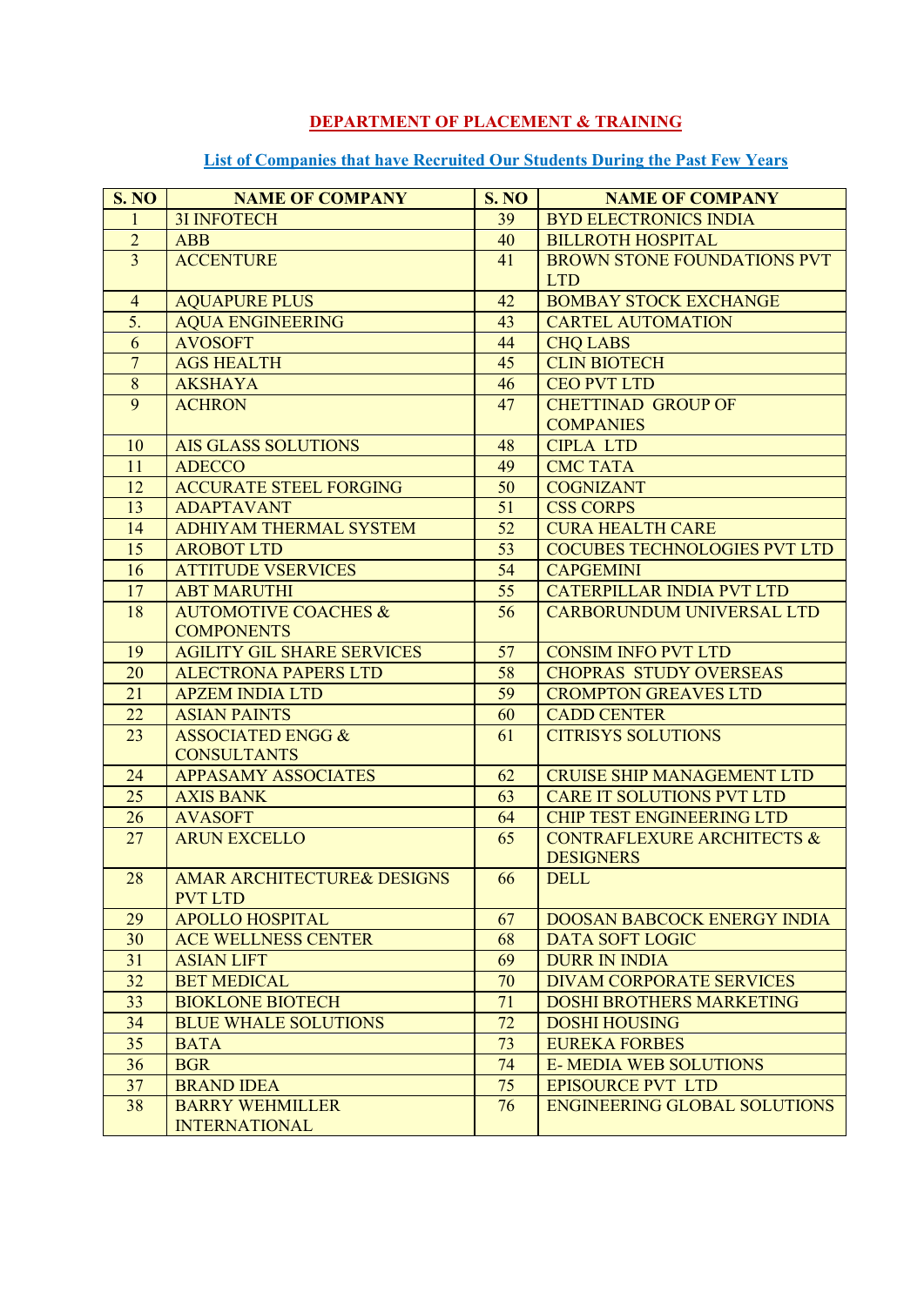## DEPARTMENT OF PLACEMENT & TRAINING

### List of Companies that have Recruited Our Students During the Past Few Years

| S. NO | NAME OF COMPANY | S. NO | NAME OF COMPANY |
|---|---|---|---|
| 1 | 3I INFOTECH | 39 | BYD ELECTRONICS INDIA |
| 2 | ABB | 40 | BILLROTH HOSPITAL |
| 3 | ACCENTURE | 41 | BROWN STONE FOUNDATIONS PVT LTD |
| 4 | AQUAPURE PLUS | 42 | BOMBAY STOCK EXCHANGE |
| 5. | AQUA ENGINEERING | 43 | CARTEL AUTOMATION |
| 6 | AVOSOFT | 44 | CHQ LABS |
| 7 | AGS HEALTH | 45 | CLIN BIOTECH |
| 8 | AKSHAYA | 46 | CEO PVT LTD |
| 9 | ACHRON | 47 | CHETTINAD GROUP OF COMPANIES |
| 10 | AIS GLASS SOLUTIONS | 48 | CIPLA LTD |
| 11 | ADECCO | 49 | CMC TATA |
| 12 | ACCURATE STEEL FORGING | 50 | COGNIZANT |
| 13 | ADAPTAVANT | 51 | CSS CORPS |
| 14 | ADHIYAM THERMAL SYSTEM | 52 | CURA HEALTH CARE |
| 15 | AROBOT LTD | 53 | COCUBES TECHNOLOGIES PVT LTD |
| 16 | ATTITUDE VSERVICES | 54 | CAPGEMINI |
| 17 | ABT MARUTHI | 55 | CATERPILLAR INDIA PVT LTD |
| 18 | AUTOMOTIVE COACHES & COMPONENTS | 56 | CARBORUNDUM UNIVERSAL LTD |
| 19 | AGILITY GIL SHARE SERVICES | 57 | CONSIM INFO PVT LTD |
| 20 | ALECTRONA PAPERS LTD | 58 | CHOPRAS STUDY OVERSEAS |
| 21 | APZEM INDIA LTD | 59 | CROMPTON GREAVES LTD |
| 22 | ASIAN PAINTS | 60 | CADD CENTER |
| 23 | ASSOCIATED ENGG & CONSULTANTS | 61 | CITRISYS SOLUTIONS |
| 24 | APPASAMY ASSOCIATES | 62 | CRUISE SHIP MANAGEMENT LTD |
| 25 | AXIS BANK | 63 | CARE IT SOLUTIONS PVT LTD |
| 26 | AVASOFT | 64 | CHIP TEST ENGINEERING LTD |
| 27 | ARUN EXCELLO | 65 | CONTRAFLEXURE ARCHITECTS & DESIGNERS |
| 28 | AMAR ARCHITECTURE& DESIGNS PVT LTD | 66 | DELL |
| 29 | APOLLO HOSPITAL | 67 | DOOSAN BABCOCK ENERGY INDIA |
| 30 | ACE WELLNESS CENTER | 68 | DATA SOFT LOGIC |
| 31 | ASIAN LIFT | 69 | DURR IN INDIA |
| 32 | BET MEDICAL | 70 | DIVAM CORPORATE SERVICES |
| 33 | BIOKLONE BIOTECH | 71 | DOSHI BROTHERS MARKETING |
| 34 | BLUE WHALE SOLUTIONS | 72 | DOSHI HOUSING |
| 35 | BATA | 73 | EUREKA FORBES |
| 36 | BGR | 74 | E- MEDIA WEB SOLUTIONS |
| 37 | BRAND IDEA | 75 | EPISOURCE PVT LTD |
| 38 | BARRY WEHMILLER INTERNATIONAL | 76 | ENGINEERING GLOBAL SOLUTIONS |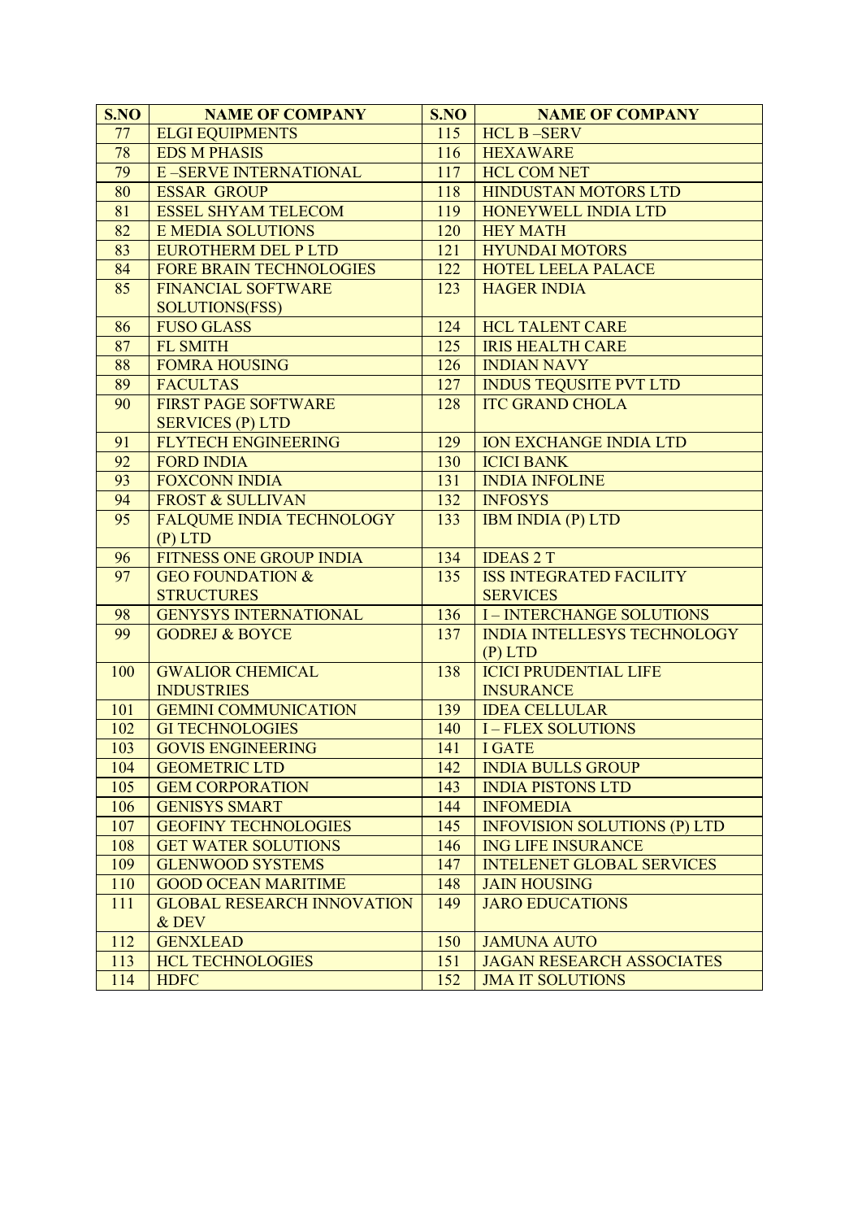| S.NO | NAME OF COMPANY | S.NO | NAME OF COMPANY |
|---|---|---|---|
| 77 | ELGI EQUIPMENTS | 115 | HCL B –SERV |
| 78 | EDS M PHASIS | 116 | HEXAWARE |
| 79 | E –SERVE INTERNATIONAL | 117 | HCL COM NET |
| 80 | ESSAR GROUP | 118 | HINDUSTAN MOTORS LTD |
| 81 | ESSEL SHYAM TELECOM | 119 | HONEYWELL INDIA LTD |
| 82 | E MEDIA SOLUTIONS | 120 | HEY MATH |
| 83 | EUROTHERM DEL P LTD | 121 | HYUNDAI MOTORS |
| 84 | FORE BRAIN TECHNOLOGIES | 122 | HOTEL LEELA PALACE |
| 85 | FINANCIAL SOFTWARE SOLUTIONS(FSS) | 123 | HAGER INDIA |
| 86 | FUSO GLASS | 124 | HCL TALENT CARE |
| 87 | FL SMITH | 125 | IRIS HEALTH CARE |
| 88 | FOMRA HOUSING | 126 | INDIAN NAVY |
| 89 | FACULTAS | 127 | INDUS TEQUSITE PVT LTD |
| 90 | FIRST PAGE SOFTWARE SERVICES (P) LTD | 128 | ITC GRAND CHOLA |
| 91 | FLYTECH ENGINEERING | 129 | ION EXCHANGE INDIA LTD |
| 92 | FORD INDIA | 130 | ICICI BANK |
| 93 | FOXCONN INDIA | 131 | INDIA INFOLINE |
| 94 | FROST & SULLIVAN | 132 | INFOSYS |
| 95 | FALQUME INDIA TECHNOLOGY (P) LTD | 133 | IBM INDIA (P) LTD |
| 96 | FITNESS ONE GROUP INDIA | 134 | IDEAS 2 T |
| 97 | GEO FOUNDATION & STRUCTURES | 135 | ISS INTEGRATED FACILITY SERVICES |
| 98 | GENYSYS INTERNATIONAL | 136 | I – INTERCHANGE SOLUTIONS |
| 99 | GODREJ & BOYCE | 137 | INDIA INTELLESYS TECHNOLOGY (P) LTD |
| 100 | GWALIOR CHEMICAL INDUSTRIES | 138 | ICICI PRUDENTIAL LIFE INSURANCE |
| 101 | GEMINI COMMUNICATION | 139 | IDEA CELLULAR |
| 102 | GI TECHNOLOGIES | 140 | I – FLEX SOLUTIONS |
| 103 | GOVIS ENGINEERING | 141 | I GATE |
| 104 | GEOMETRIC LTD | 142 | INDIA BULLS GROUP |
| 105 | GEM CORPORATION | 143 | INDIA PISTONS LTD |
| 106 | GENISYS SMART | 144 | INFOMEDIA |
| 107 | GEOFINY TECHNOLOGIES | 145 | INFOVISION SOLUTIONS (P) LTD |
| 108 | GET WATER SOLUTIONS | 146 | ING LIFE INSURANCE |
| 109 | GLENWOOD SYSTEMS | 147 | INTELENET GLOBAL SERVICES |
| 110 | GOOD OCEAN MARITIME | 148 | JAIN HOUSING |
| 111 | GLOBAL RESEARCH INNOVATION & DEV | 149 | JARO EDUCATIONS |
| 112 | GENXLEAD | 150 | JAMUNA AUTO |
| 113 | HCL TECHNOLOGIES | 151 | JAGAN RESEARCH ASSOCIATES |
| 114 | HDFC | 152 | JMA IT SOLUTIONS |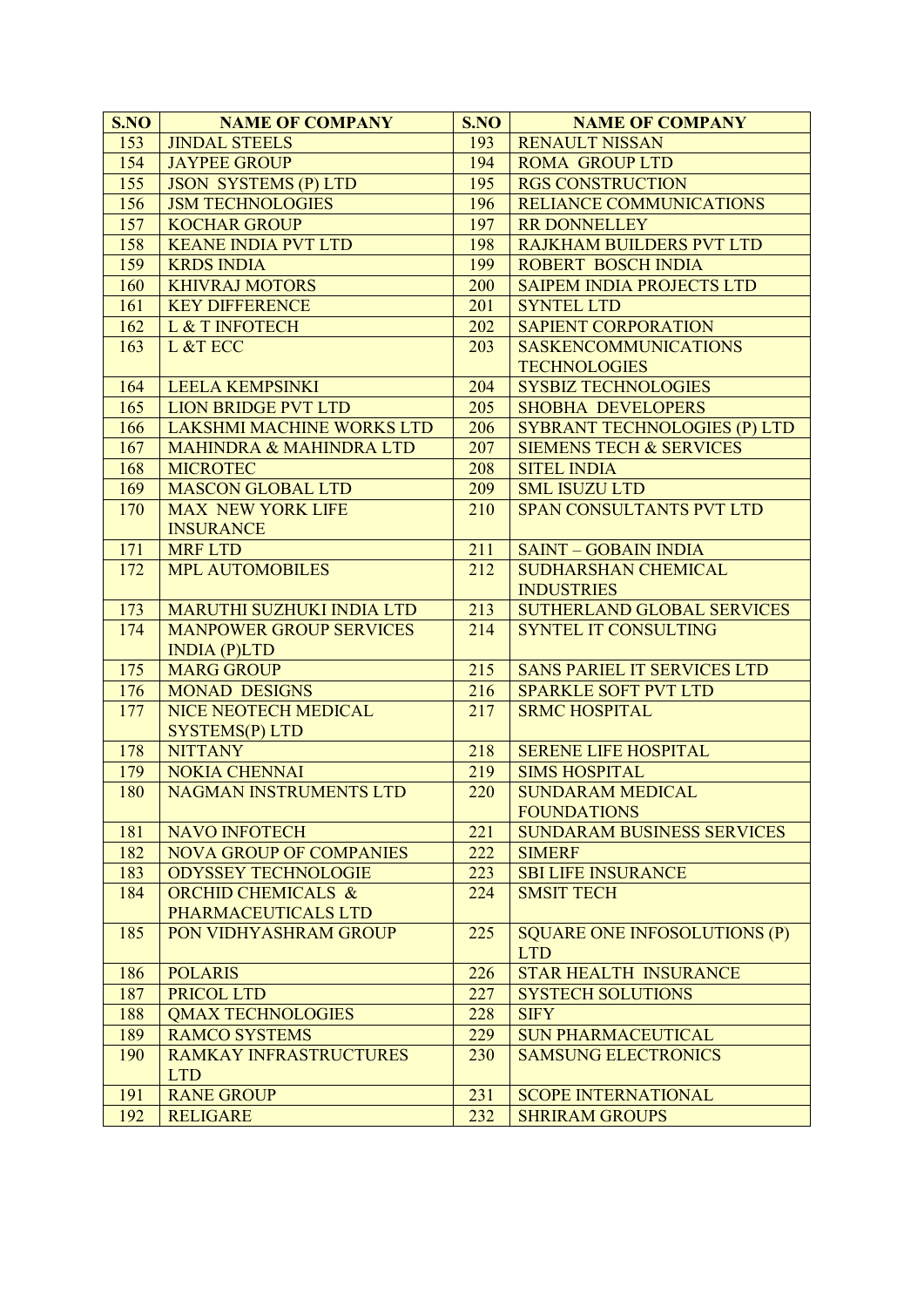| S.NO | NAME OF COMPANY | S.NO | NAME OF COMPANY |
|---|---|---|---|
| 153 | JINDAL STEELS | 193 | RENAULT NISSAN |
| 154 | JAYPEE GROUP | 194 | ROMA GROUP LTD |
| 155 | JSON SYSTEMS (P) LTD | 195 | RGS CONSTRUCTION |
| 156 | JSM TECHNOLOGIES | 196 | RELIANCE COMMUNICATIONS |
| 157 | KOCHAR GROUP | 197 | RR DONNELLEY |
| 158 | KEANE INDIA PVT LTD | 198 | RAJKHAM BUILDERS PVT LTD |
| 159 | KRDS INDIA | 199 | ROBERT BOSCH INDIA |
| 160 | KHIVRAJ MOTORS | 200 | SAIPEM INDIA PROJECTS LTD |
| 161 | KEY DIFFERENCE | 201 | SYNTEL LTD |
| 162 | L & T INFOTECH | 202 | SAPIENT CORPORATION |
| 163 | L &T ECC | 203 | SASKENCOMMUNICATIONS TECHNOLOGIES |
| 164 | LEELA KEMPSINKI | 204 | SYSBIZ TECHNOLOGIES |
| 165 | LION BRIDGE PVT LTD | 205 | SHOBHA DEVELOPERS |
| 166 | LAKSHMI MACHINE WORKS LTD | 206 | SYBRANT TECHNOLOGIES (P) LTD |
| 167 | MAHINDRA & MAHINDRA LTD | 207 | SIEMENS TECH & SERVICES |
| 168 | MICROTEC | 208 | SITEL INDIA |
| 169 | MASCON GLOBAL LTD | 209 | SML ISUZU LTD |
| 170 | MAX NEW YORK LIFE INSURANCE | 210 | SPAN CONSULTANTS PVT LTD |
| 171 | MRF LTD | 211 | SAINT – GOBAIN INDIA |
| 172 | MPL AUTOMOBILES | 212 | SUDHARSHAN CHEMICAL INDUSTRIES |
| 173 | MARUTHI SUZHUKI INDIA LTD | 213 | SUTHERLAND GLOBAL SERVICES |
| 174 | MANPOWER GROUP SERVICES INDIA (P)LTD | 214 | SYNTEL IT CONSULTING |
| 175 | MARG GROUP | 215 | SANS PARIEL IT SERVICES LTD |
| 176 | MONAD DESIGNS | 216 | SPARKLE SOFT PVT LTD |
| 177 | NICE NEOTECH MEDICAL SYSTEMS(P) LTD | 217 | SRMC HOSPITAL |
| 178 | NITTANY | 218 | SERENE LIFE HOSPITAL |
| 179 | NOKIA CHENNAI | 219 | SIMS HOSPITAL |
| 180 | NAGMAN INSTRUMENTS LTD | 220 | SUNDARAM MEDICAL FOUNDATIONS |
| 181 | NAVO INFOTECH | 221 | SUNDARAM BUSINESS SERVICES |
| 182 | NOVA GROUP OF COMPANIES | 222 | SIMERF |
| 183 | ODYSSEY TECHNOLOGIE | 223 | SBI LIFE INSURANCE |
| 184 | ORCHID CHEMICALS & PHARMACEUTICALS LTD | 224 | SMSIT TECH |
| 185 | PON VIDHYASHRAM GROUP | 225 | SQUARE ONE INFOSOLUTIONS (P) LTD |
| 186 | POLARIS | 226 | STAR HEALTH INSURANCE |
| 187 | PRICOL LTD | 227 | SYSTECH SOLUTIONS |
| 188 | QMAX TECHNOLOGIES | 228 | SIFY |
| 189 | RAMCO SYSTEMS | 229 | SUN PHARMACEUTICAL |
| 190 | RAMKAY INFRASTRUCTURES LTD | 230 | SAMSUNG ELECTRONICS |
| 191 | RANE GROUP | 231 | SCOPE INTERNATIONAL |
| 192 | RELIGARE | 232 | SHRIRAM GROUPS |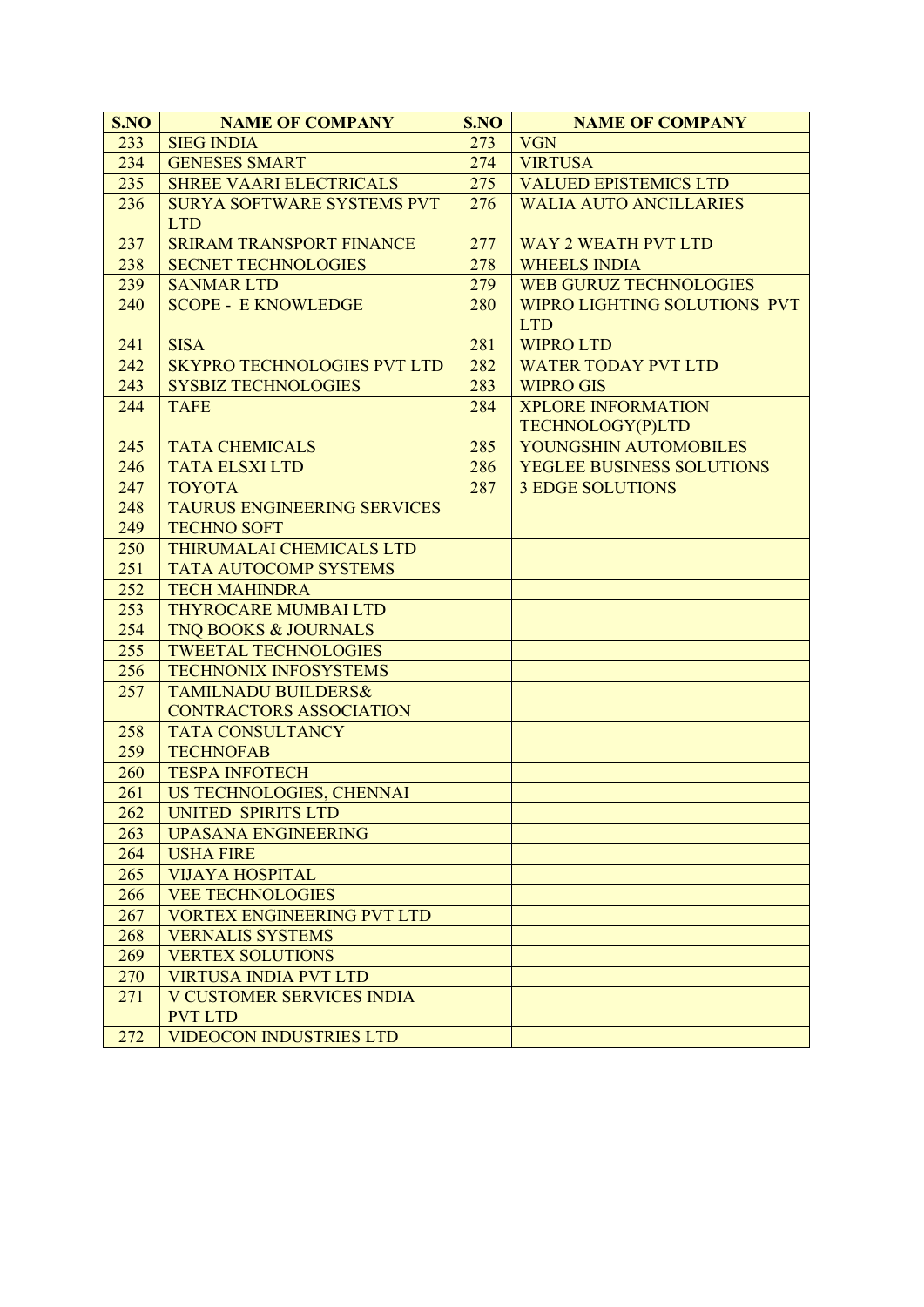| S.NO | NAME OF COMPANY | S.NO | NAME OF COMPANY |
|---|---|---|---|
| 233 | SIEG INDIA | 273 | VGN |
| 234 | GENESES SMART | 274 | VIRTUSA |
| 235 | SHREE VAARI ELECTRICALS | 275 | VALUED EPISTEMICS LTD |
| 236 | SURYA SOFTWARE SYSTEMS PVT LTD | 276 | WALIA AUTO ANCILLARIES |
| 237 | SRIRAM TRANSPORT FINANCE | 277 | WAY 2 WEATH PVT LTD |
| 238 | SECNET TECHNOLOGIES | 278 | WHEELS INDIA |
| 239 | SANMAR LTD | 279 | WEB GURUZ TECHNOLOGIES |
| 240 | SCOPE - E KNOWLEDGE | 280 | WIPRO LIGHTING SOLUTIONS PVT LTD |
| 241 | SISA | 281 | WIPRO LTD |
| 242 | SKYPRO TECHNOLOGIES PVT LTD | 282 | WATER TODAY PVT LTD |
| 243 | SYSBIZ TECHNOLOGIES | 283 | WIPRO GIS |
| 244 | TAFE | 284 | XPLORE INFORMATION TECHNOLOGY(P)LTD |
| 245 | TATA CHEMICALS | 285 | YOUNGSHIN AUTOMOBILES |
| 246 | TATA ELSXI LTD | 286 | YEGLEE BUSINESS SOLUTIONS |
| 247 | TOYOTA | 287 | 3 EDGE SOLUTIONS |
| 248 | TAURUS ENGINEERING SERVICES | | |
| 249 | TECHNO SOFT | | |
| 250 | THIRUMALAI CHEMICALS LTD | | |
| 251 | TATA AUTOCOMP SYSTEMS | | |
| 252 | TECH MAHINDRA | | |
| 253 | THYROCARE MUMBAI LTD | | |
| 254 | TNQ BOOKS & JOURNALS | | |
| 255 | TWEETAL TECHNOLOGIES | | |
| 256 | TECHNONIX INFOSYSTEMS | | |
| 257 | TAMILNADU BUILDERS& CONTRACTORS ASSOCIATION | | |
| 258 | TATA CONSULTANCY | | |
| 259 | TECHNOFAB | | |
| 260 | TESPA INFOTECH | | |
| 261 | US TECHNOLOGIES, CHENNAI | | |
| 262 | UNITED SPIRITS LTD | | |
| 263 | UPASANA ENGINEERING | | |
| 264 | USHA FIRE | | |
| 265 | VIJAYA HOSPITAL | | |
| 266 | VEE TECHNOLOGIES | | |
| 267 | VORTEX ENGINEERING PVT LTD | | |
| 268 | VERNALIS SYSTEMS | | |
| 269 | VERTEX SOLUTIONS | | |
| 270 | VIRTUSA INDIA PVT LTD | | |
| 271 | V CUSTOMER SERVICES INDIA PVT LTD | | |
| 272 | VIDEOCON INDUSTRIES LTD | | |